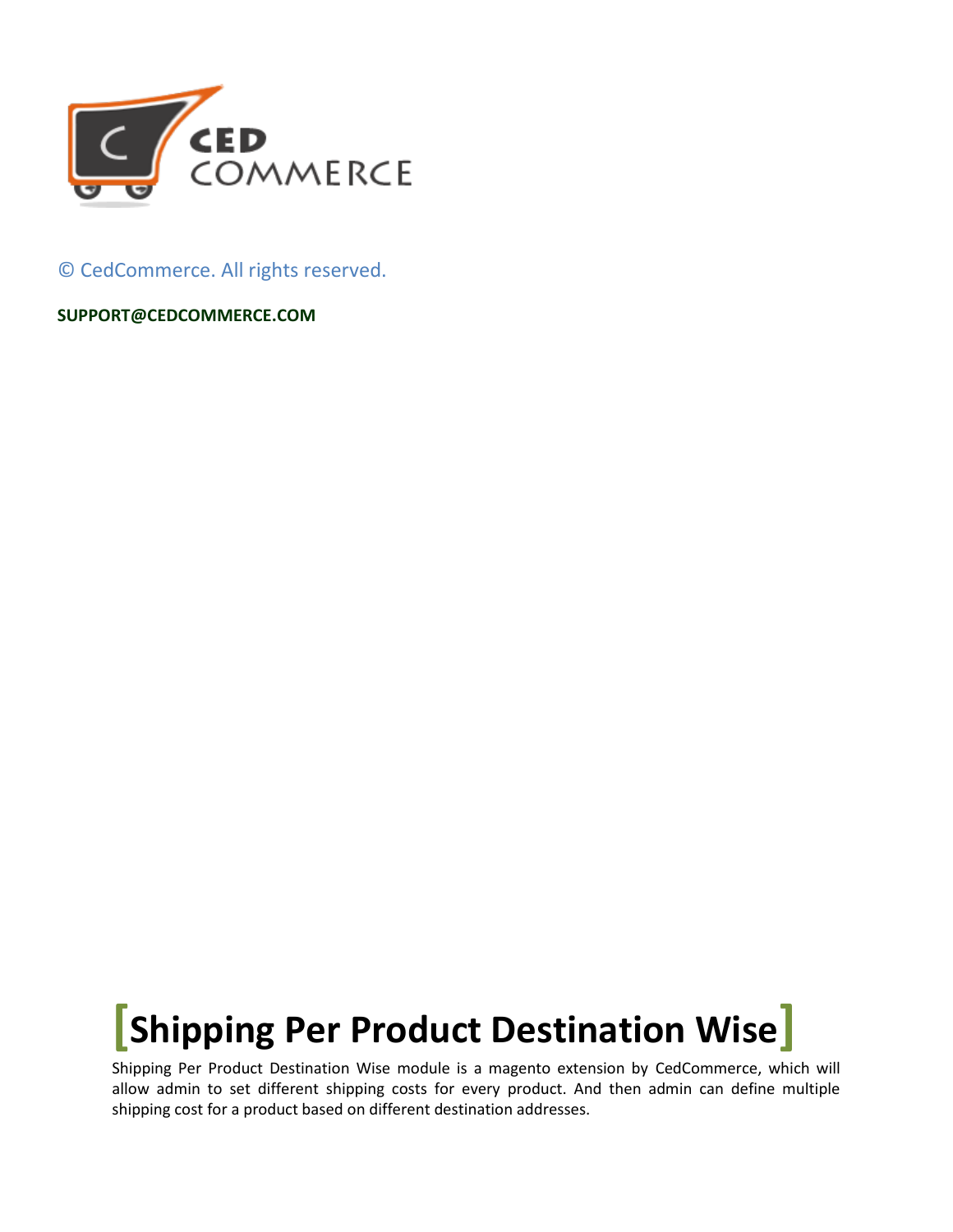© CedCommerce. All rights reserved.

**SUPPORT@CEDCOMMERCE.COM**

# [Shipping Per Product Destination Wise]

Shipping Per Product Destination Wise module is a magento extension by CedCommerce, which will allow admin to set different shipping costs for every product. And then admin can define multiple shipping cost for a product based on different destination addresses.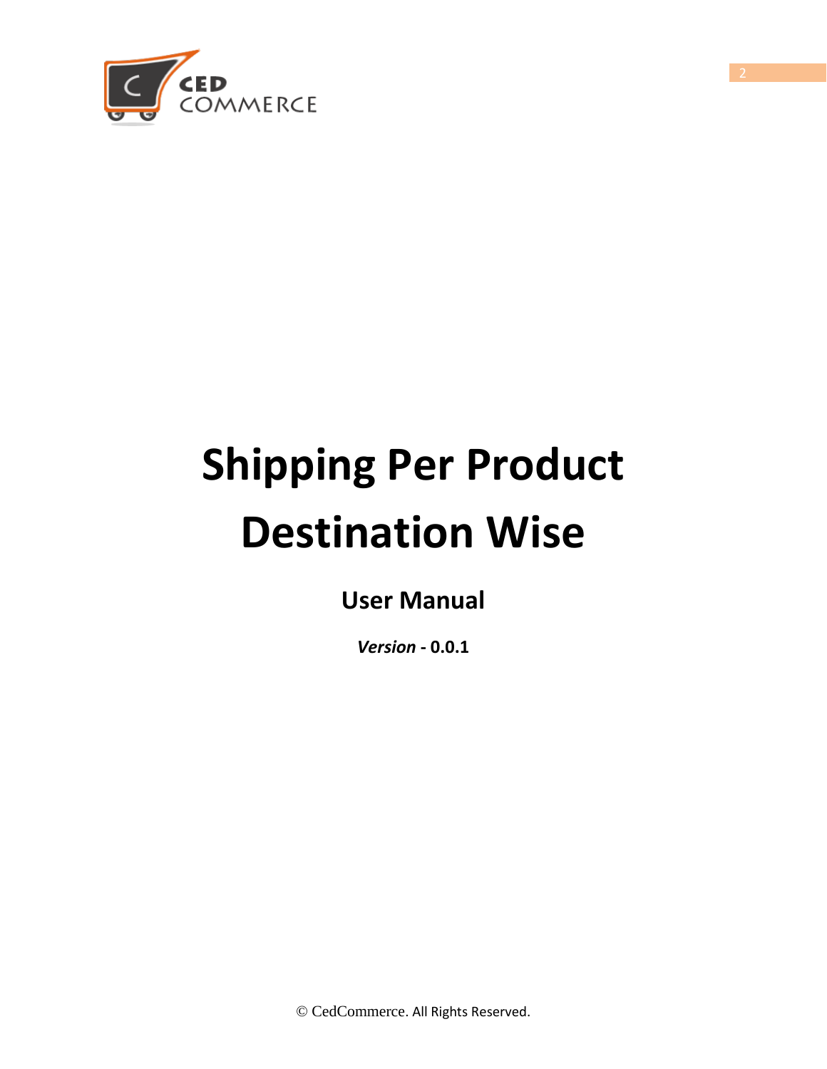# Shipping Per Product Destination Wise

## User Manual

***Version*** **- 0.0.1**

© CedCommerce. All Rights Reserved.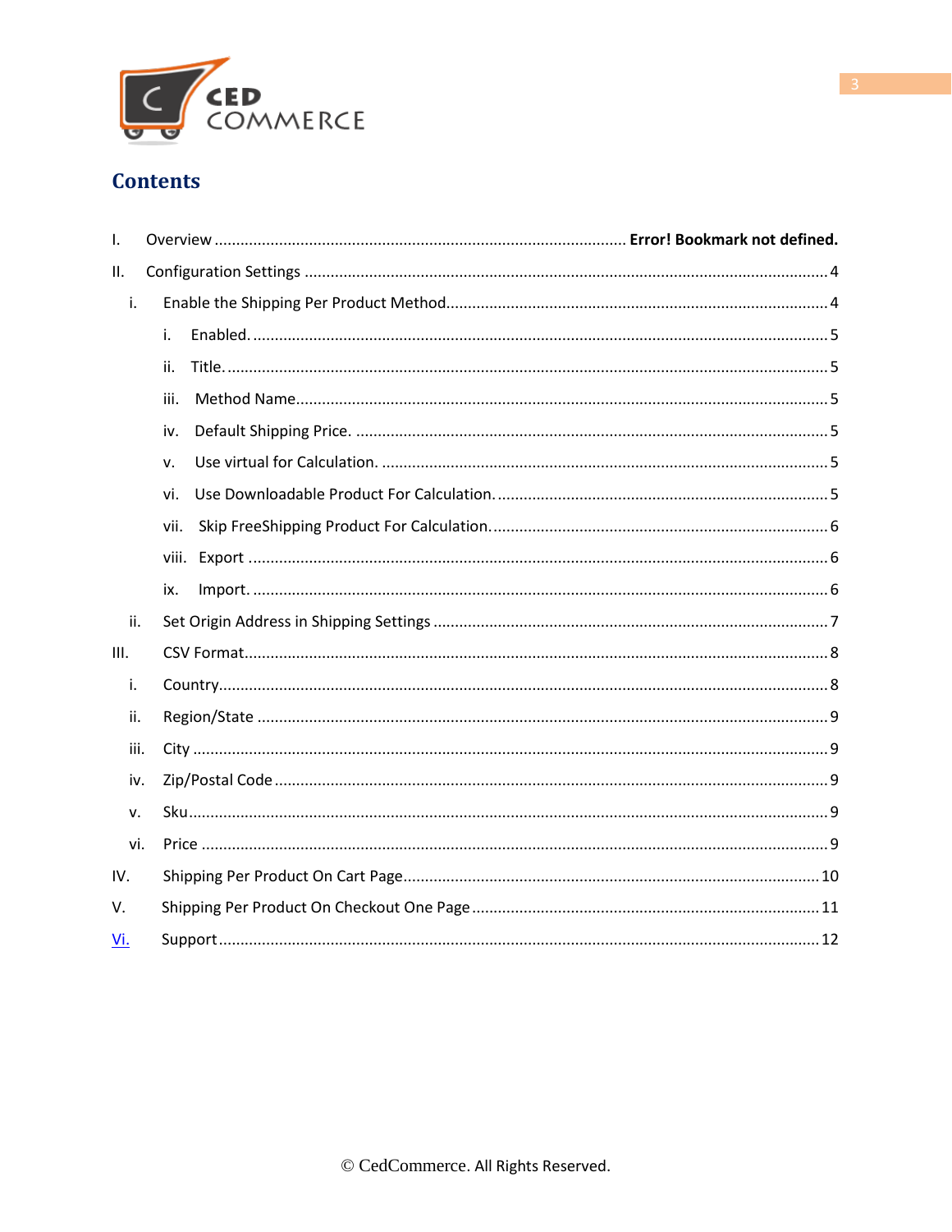# Contents

I. Overview ............................................................................................. **Error! Bookmark not defined.**

II. Configuration Settings ........................................................................................................ 4

- i. Enable the Shipping Per Product Method...................................................................... 4
  - i. Enabled. ................................................................................................................ 5
  - ii. Title. ...................................................................................................................... 5
  - iii. Method Name........................................................................................................ 5
  - iv. Default Shipping Price. .......................................................................................... 5
  - v. Use virtual for Calculation. ................................................................................... 5
  - vi. Use Downloadable Product For Calculation. ......................................................... 5
  - vii. Skip FreeShipping Product For Calculation. .......................................................... 6
  - viii. Export .................................................................................................................. 6
  - ix. Import. ................................................................................................................. 6
- ii. Set Origin Address in Shipping Settings ........................................................................ 7

III. CSV Format....................................................................................................................... 8

- i. Country........................................................................................................................ 8
- ii. Region/State ................................................................................................................ 9
- iii. City ............................................................................................................................. 9
- iv. Zip/Postal Code ........................................................................................................... 9
- v. Sku............................................................................................................................... 9
- vi. Price ............................................................................................................................ 9

IV. Shipping Per Product On Cart Page.................................................................................... 10

V. Shipping Per Product On Checkout One Page .................................................................... 11

Vi. Support............................................................................................................................ 12

© CedCommerce. All Rights Reserved.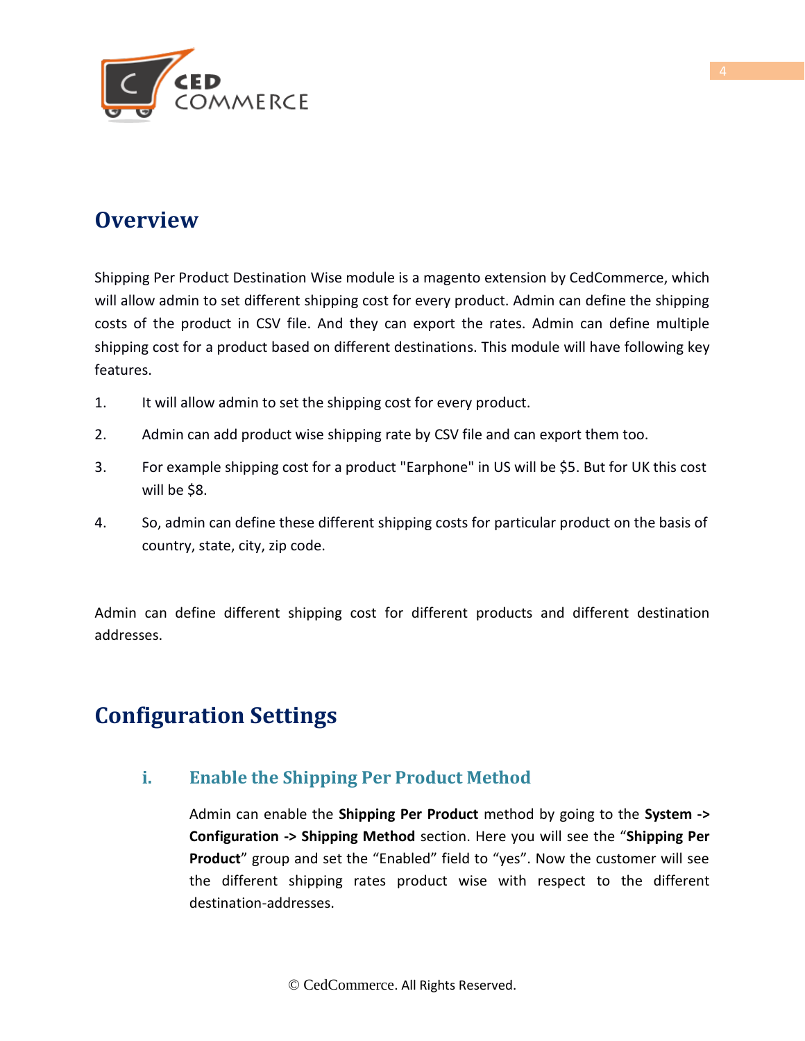# Overview

Shipping Per Product Destination Wise module is a magento extension by CedCommerce, which will allow admin to set different shipping cost for every product. Admin can define the shipping costs of the product in CSV file. And they can export the rates. Admin can define multiple shipping cost for a product based on different destinations. This module will have following key features.

1. It will allow admin to set the shipping cost for every product.
2. Admin can add product wise shipping rate by CSV file and can export them too.
3. For example shipping cost for a product "Earphone" in US will be $5. But for UK this cost will be $8.
4. So, admin can define these different shipping costs for particular product on the basis of country, state, city, zip code.

Admin can define different shipping cost for different products and different destination addresses.

# Configuration Settings

## i. Enable the Shipping Per Product Method

Admin can enable the **Shipping Per Product** method by going to the **System -> Configuration -> Shipping Method** section. Here you will see the "**Shipping Per Product**" group and set the "Enabled" field to "yes". Now the customer will see the different shipping rates product wise with respect to the different destination-addresses.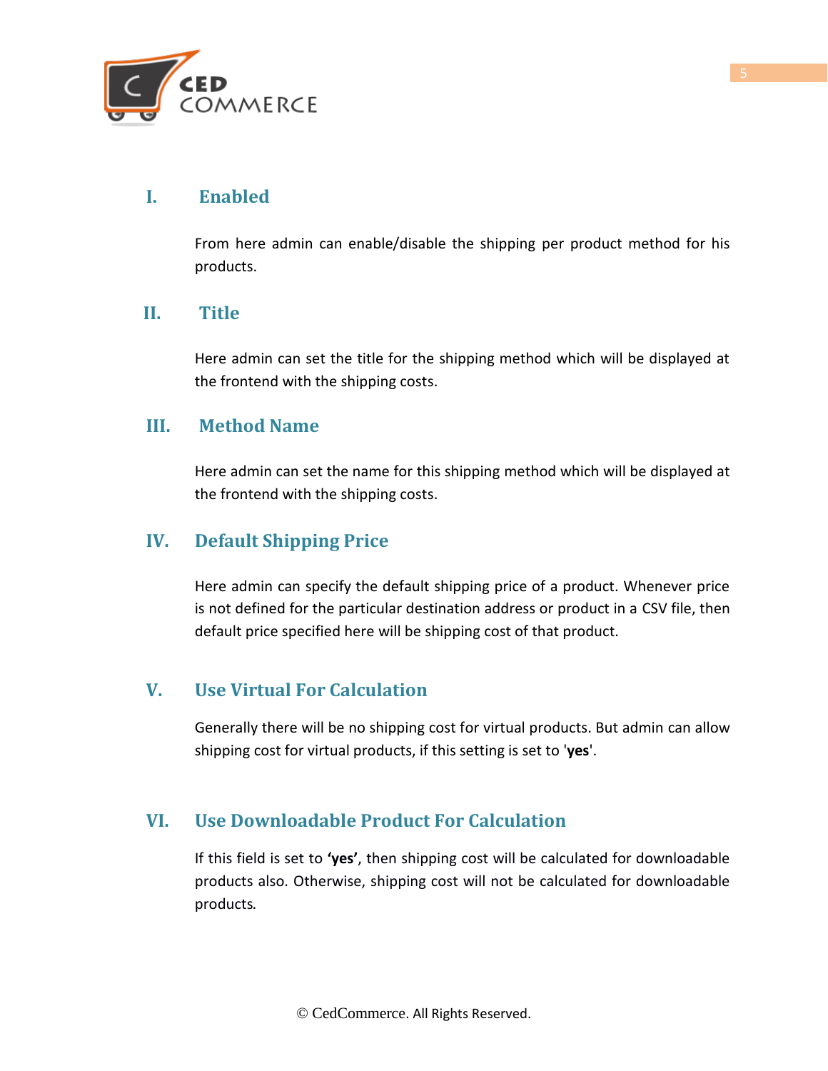### I. Enabled

From here admin can enable/disable the shipping per product method for his products.

### II. Title

Here admin can set the title for the shipping method which will be displayed at the frontend with the shipping costs.

### III. Method Name

Here admin can set the name for this shipping method which will be displayed at the frontend with the shipping costs.

### IV. Default Shipping Price

Here admin can specify the default shipping price of a product. Whenever price is not defined for the particular destination address or product in a CSV file, then default price specified here will be shipping cost of that product.

### V. Use Virtual For Calculation

Generally there will be no shipping cost for virtual products. But admin can allow shipping cost for virtual products, if this setting is set to '**yes**'.

### VI. Use Downloadable Product For Calculation

If this field is set to **'yes'**, then shipping cost will be calculated for downloadable products also. Otherwise, shipping cost will not be calculated for downloadable products.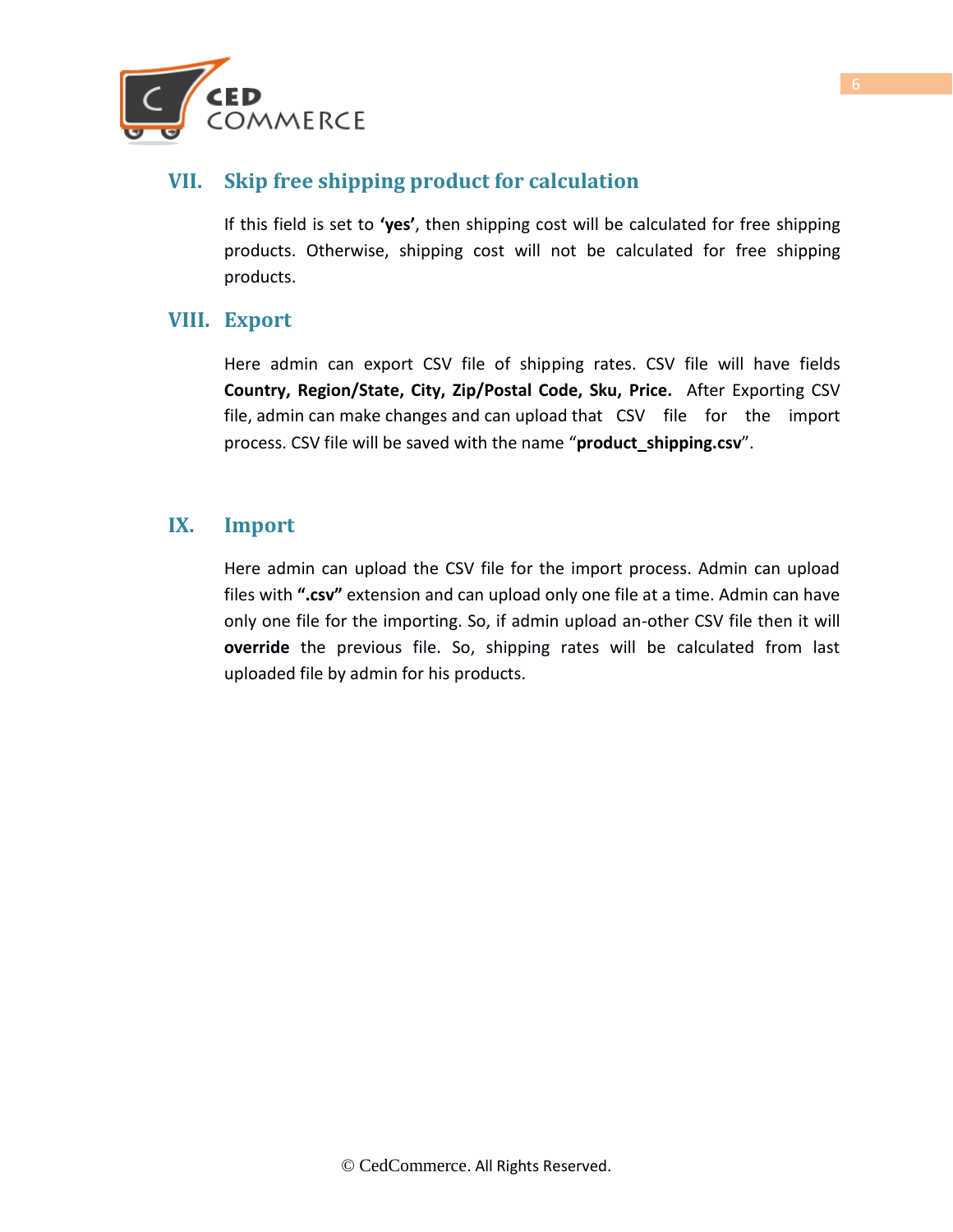## VII. Skip free shipping product for calculation

If this field is set to **'yes'**, then shipping cost will be calculated for free shipping products. Otherwise, shipping cost will not be calculated for free shipping products.

## VIII. Export

Here admin can export CSV file of shipping rates. CSV file will have fields **Country, Region/State, City, Zip/Postal Code, Sku, Price.** After Exporting CSV file, admin can make changes and can upload that CSV file for the import process. CSV file will be saved with the name "**product_shipping.csv**".

## IX. Import

Here admin can upload the CSV file for the import process. Admin can upload files with **".csv"** extension and can upload only one file at a time. Admin can have only one file for the importing. So, if admin upload an-other CSV file then it will **override** the previous file. So, shipping rates will be calculated from last uploaded file by admin for his products.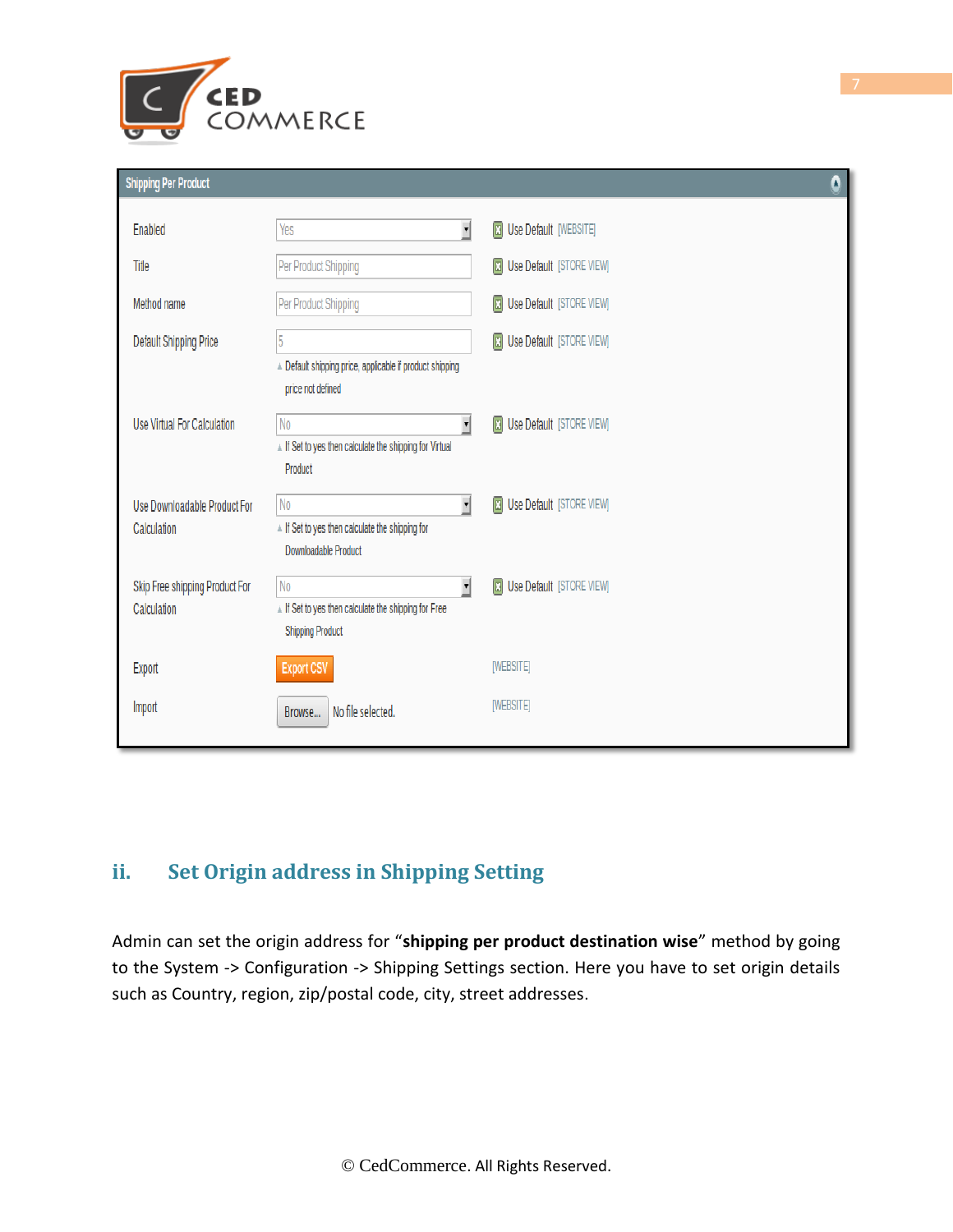| Shipping Per Product | | |
|---|---|---|
| Enabled | Yes | Use Default [WEBSITE] |
| Title | Per Product Shipping | Use Default [STORE VIEW] |
| Method name | Per Product Shipping | Use Default [STORE VIEW] |
| Default Shipping Price | 5<br>Default shipping price, applicable if product shipping price not defined | Use Default [STORE VIEW] |
| Use Virtual For Calculation | No<br>If Set to yes then calculate the shipping for Virtual Product | Use Default [STORE VIEW] |
| Use Downloadable Product For Calculation | No<br>If Set to yes then calculate the shipping for Downloadable Product | Use Default [STORE VIEW] |
| Skip Free shipping Product For Calculation | No<br>If Set to yes then calculate the shipping for Free Shipping Product | Use Default [STORE VIEW] |
| Export | Export CSV | [WEBSITE] |
| Import | Browse... No file selected. | [WEBSITE] |

## ii. Set Origin address in Shipping Setting

Admin can set the origin address for "**shipping per product destination wise**" method by going to the System -> Configuration -> Shipping Settings section. Here you have to set origin details such as Country, region, zip/postal code, city, street addresses.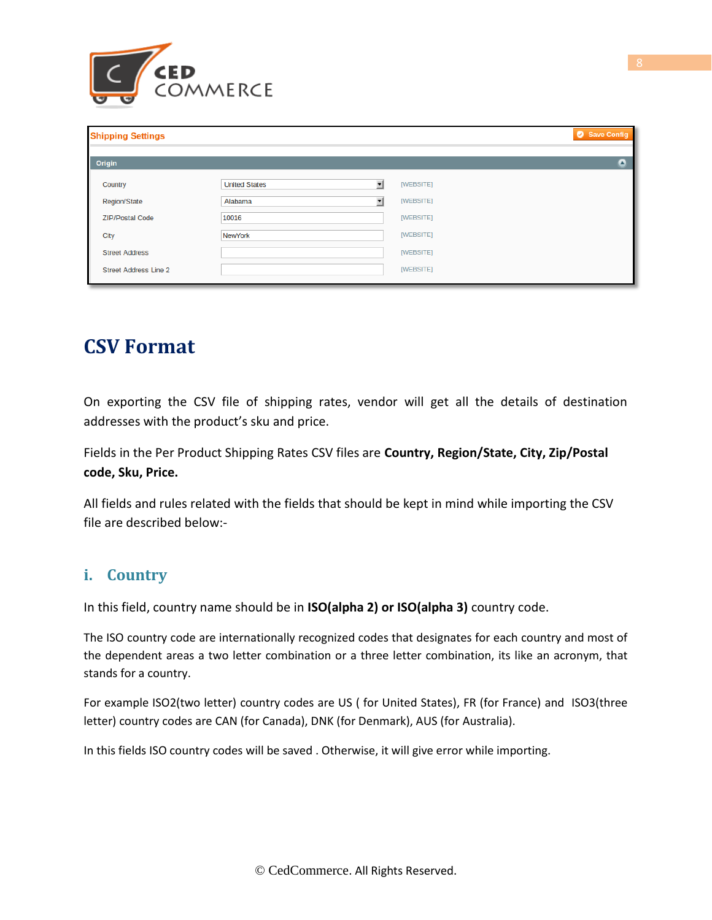# CSV Format

On exporting the CSV file of shipping rates, vendor will get all the details of destination addresses with the product's sku and price.

Fields in the Per Product Shipping Rates CSV files are **Country, Region/State, City, Zip/Postal code, Sku, Price.**

All fields and rules related with the fields that should be kept in mind while importing the CSV file are described below:-

## i. Country

In this field, country name should be in **ISO(alpha 2) or ISO(alpha 3)** country code.

The ISO country code are internationally recognized codes that designates for each country and most of the dependent areas a two letter combination or a three letter combination, its like an acronym, that stands for a country.

For example ISO2(two letter) country codes are US ( for United States), FR (for France) and ISO3(three letter) country codes are CAN (for Canada), DNK (for Denmark), AUS (for Australia).

In this fields ISO country codes will be saved . Otherwise, it will give error while importing.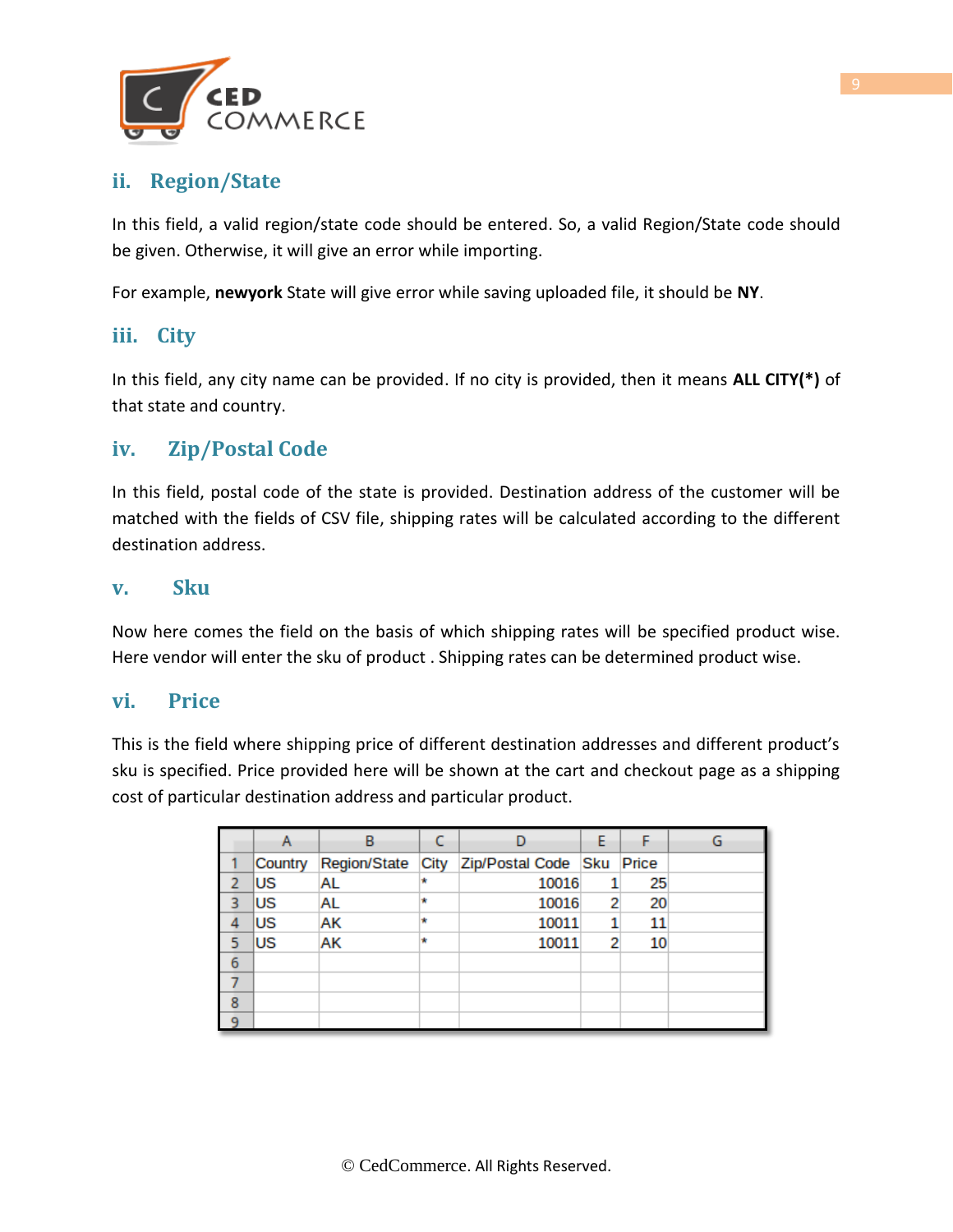### ii. Region/State

In this field, a valid region/state code should be entered. So, a valid Region/State code should be given. Otherwise, it will give an error while importing.

For example, **newyork** State will give error while saving uploaded file, it should be **NY**.

### iii. City

In this field, any city name can be provided. If no city is provided, then it means **ALL CITY(*)** of that state and country.

### iv. Zip/Postal Code

In this field, postal code of the state is provided. Destination address of the customer will be matched with the fields of CSV file, shipping rates will be calculated according to the different destination address.

### v. Sku

Now here comes the field on the basis of which shipping rates will be specified product wise. Here vendor will enter the sku of product . Shipping rates can be determined product wise.

### vi. Price

This is the field where shipping price of different destination addresses and different product's sku is specified. Price provided here will be shown at the cart and checkout page as a shipping cost of particular destination address and particular product.

| | A | B | C | D | E | F | G |
|---|---|---|---|---|---|---|---|
| 1 | Country | Region/State | City | Zip/Postal Code | Sku | Price | |
| 2 | US | AL | * | 10016 | 1 | 25 | |
| 3 | US | AL | * | 10016 | 2 | 20 | |
| 4 | US | AK | * | 10011 | 1 | 11 | |
| 5 | US | AK | * | 10011 | 2 | 10 | |
| 6 | | | | | | | |
| 7 | | | | | | | |
| 8 | | | | | | | |
| 9 | | | | | | | |

© CedCommerce. All Rights Reserved.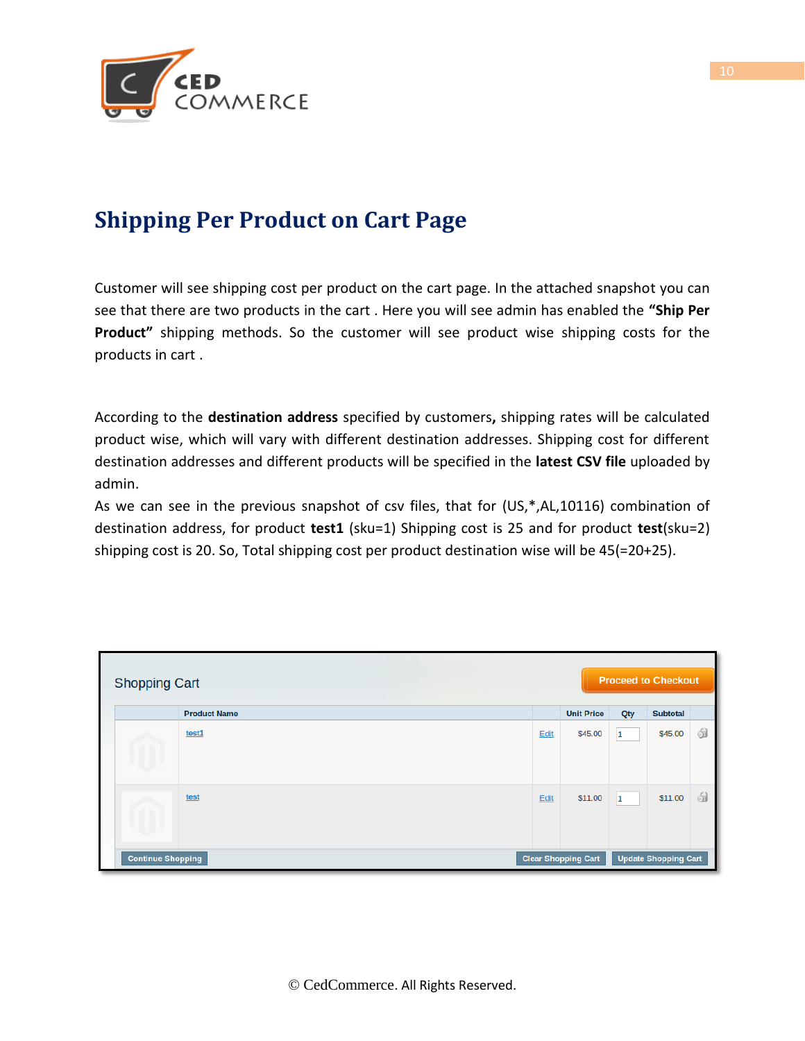# Shipping Per Product on Cart Page

Customer will see shipping cost per product on the cart page. In the attached snapshot you can see that there are two products in the cart . Here you will see admin has enabled the **"Ship Per Product"** shipping methods. So the customer will see product wise shipping costs for the products in cart .

According to the **destination address** specified by customers**,** shipping rates will be calculated product wise, which will vary with different destination addresses. Shipping cost for different destination addresses and different products will be specified in the **latest CSV file** uploaded by admin.

As we can see in the previous snapshot of csv files, that for (US,*,AL,10116) combination of destination address, for product **test1** (sku=1) Shipping cost is 25 and for product **test**(sku=2) shipping cost is 20. So, Total shipping cost per product destination wise will be 45(=20+25).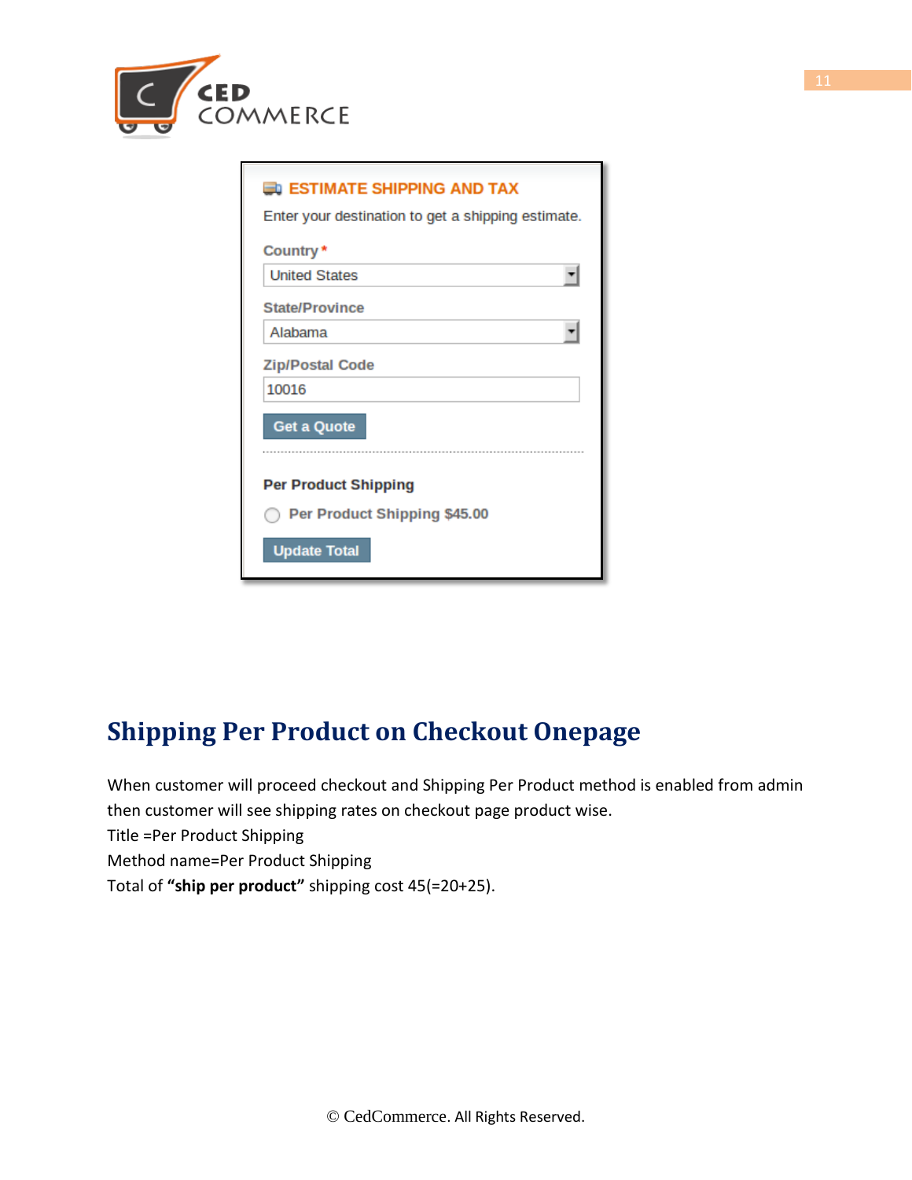## Shipping Per Product on Checkout Onepage

When customer will proceed checkout and Shipping Per Product method is enabled from admin then customer will see shipping rates on checkout page product wise.  
Title =Per Product Shipping  
Method name=Per Product Shipping  
Total of **"ship per product"** shipping cost 45(=20+25).

© CedCommerce. All Rights Reserved.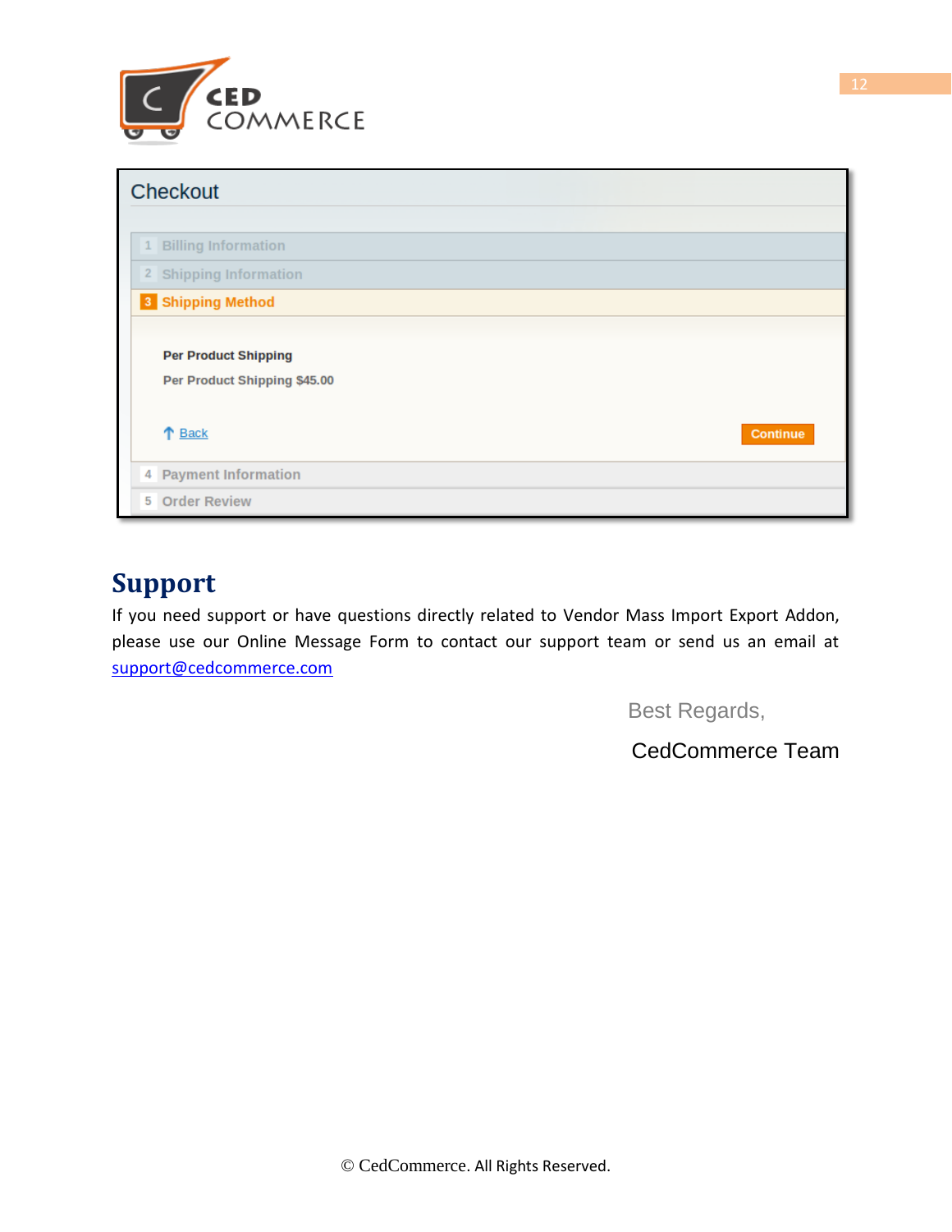Checkout

1 Billing Information

2 Shipping Information

3 Shipping Method

**Per Product Shipping**

Per Product Shipping $45.00

Back

Continue

4 Payment Information

5 Order Review

## Support

If you need support or have questions directly related to Vendor Mass Import Export Addon, please use our Online Message Form to contact our support team or send us an email at support@cedcommerce.com

Best Regards,

CedCommerce Team

© CedCommerce. All Rights Reserved.